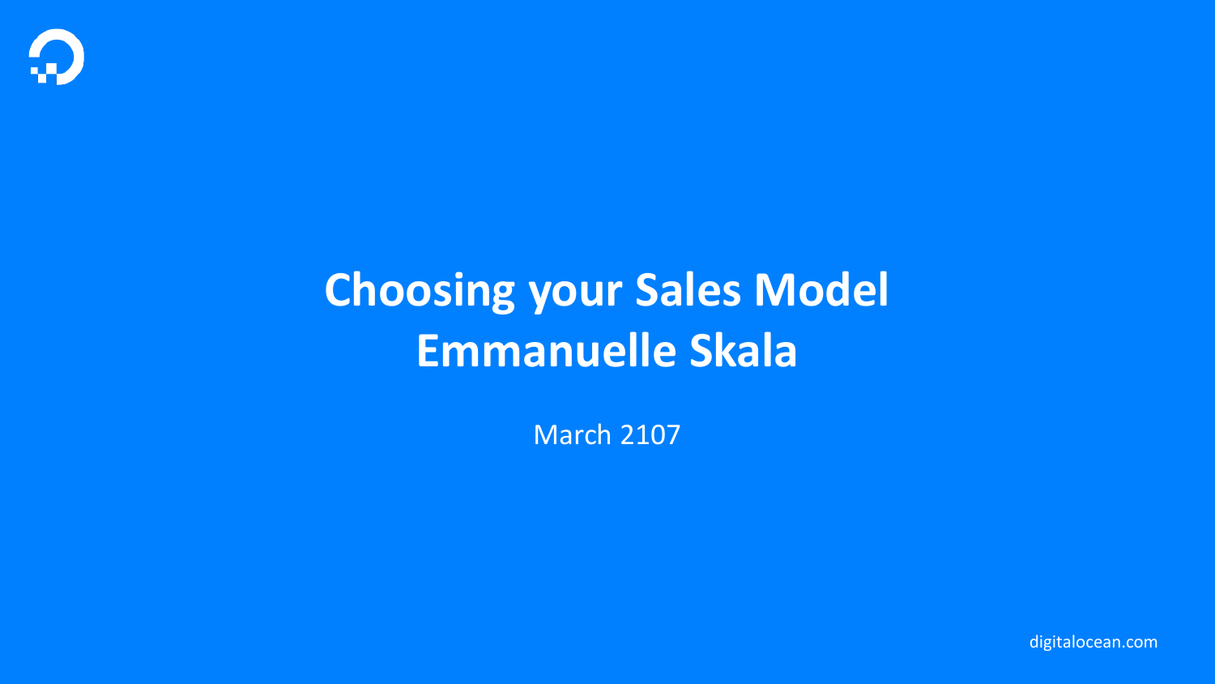# Choosing your Sales Model
# Emmanuelle Skala

March 2107

digitalocean.com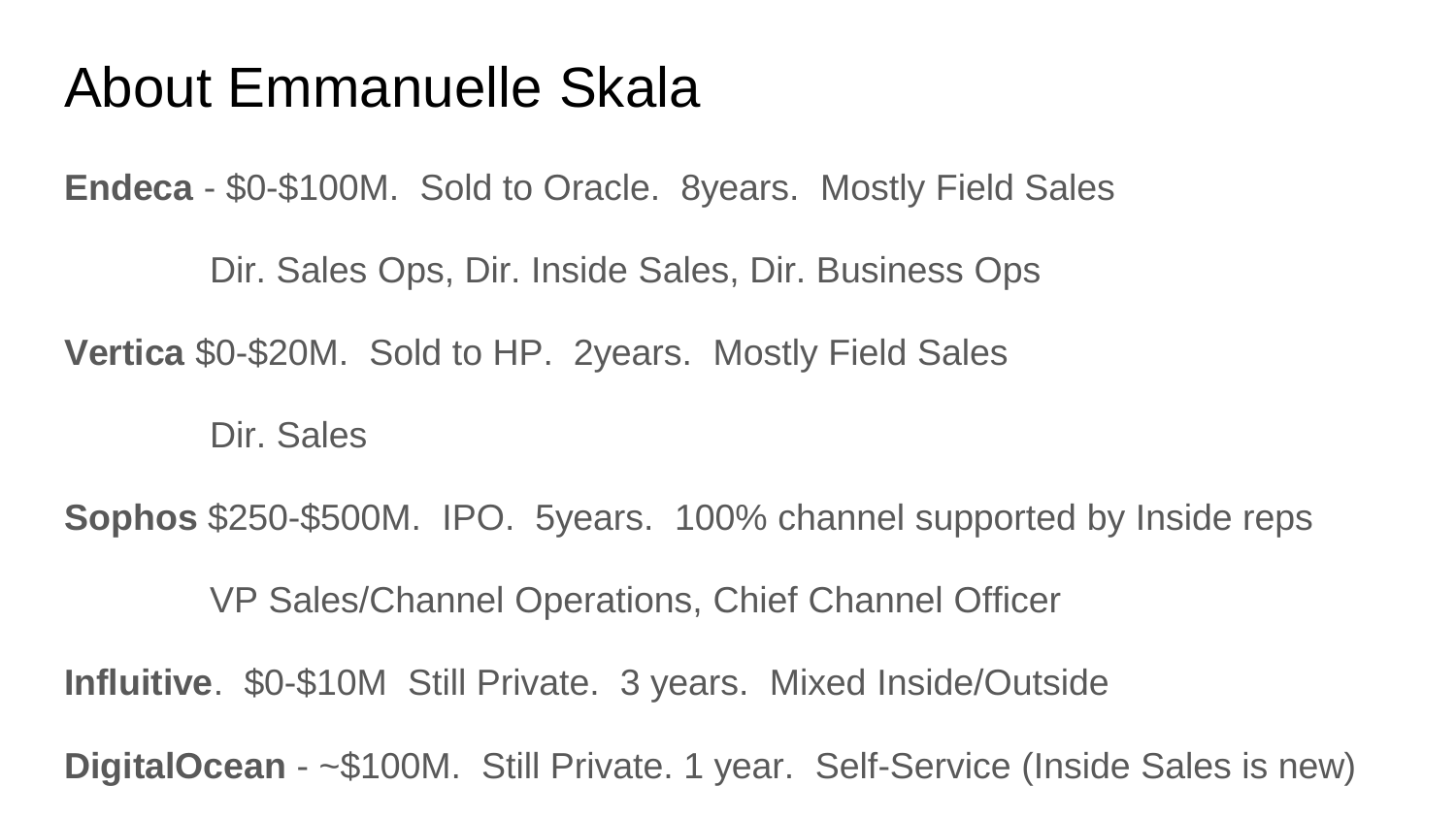# About Emmanuelle Skala

**Endeca** - $0-$100M.  Sold to Oracle.  8years.  Mostly Field Sales

Dir. Sales Ops, Dir. Inside Sales, Dir. Business Ops

**Vertica** $0-$20M.  Sold to HP.  2years.  Mostly Field Sales

Dir. Sales

**Sophos** $250-$500M.  IPO.  5years.  100% channel supported by Inside reps

VP Sales/Channel Operations, Chief Channel Officer

**Influitive**.  $0-$10M  Still Private.  3 years.  Mixed Inside/Outside

**DigitalOcean** - ~$100M.  Still Private. 1 year.  Self-Service (Inside Sales is new)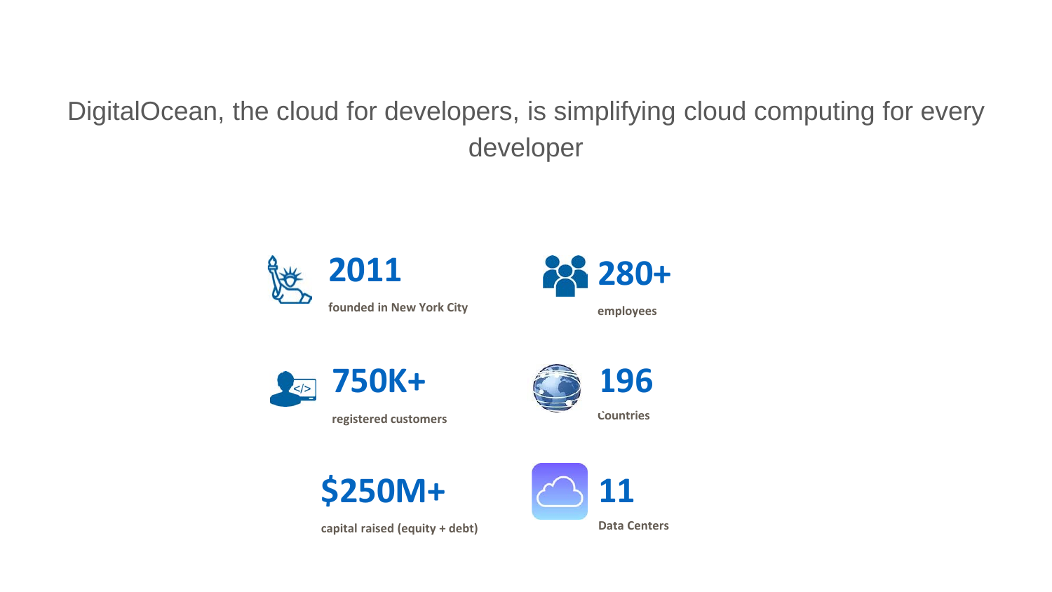DigitalOcean, the cloud for developers, is simplifying cloud computing for every developer

**2011**

founded in New York City

**280+**

employees

**750K+**

registered customers

**196**

Countries

**$250M+**

capital raised (equity + debt)

**11**

Data Centers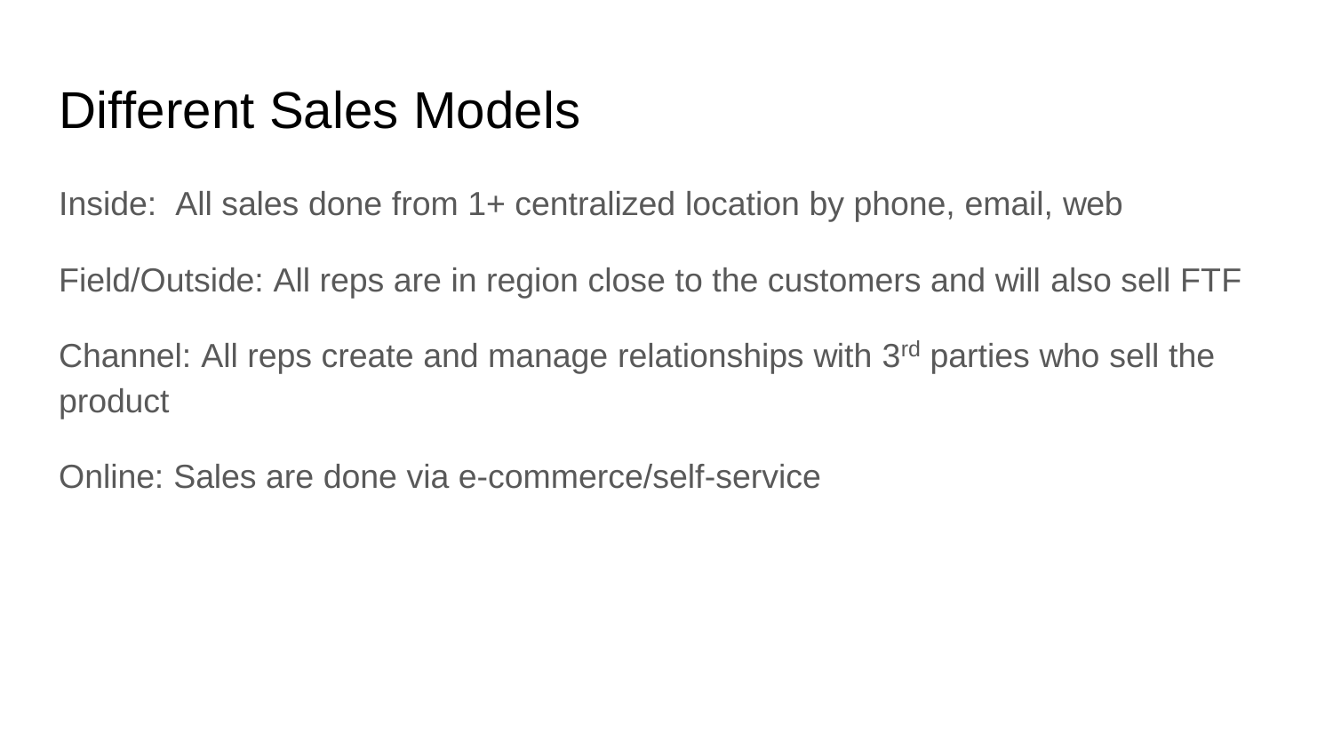# Different Sales Models

Inside: All sales done from 1+ centralized location by phone, email, web

Field/Outside: All reps are in region close to the customers and will also sell FTF

Channel: All reps create and manage relationships with 3rd parties who sell the product

Online: Sales are done via e-commerce/self-service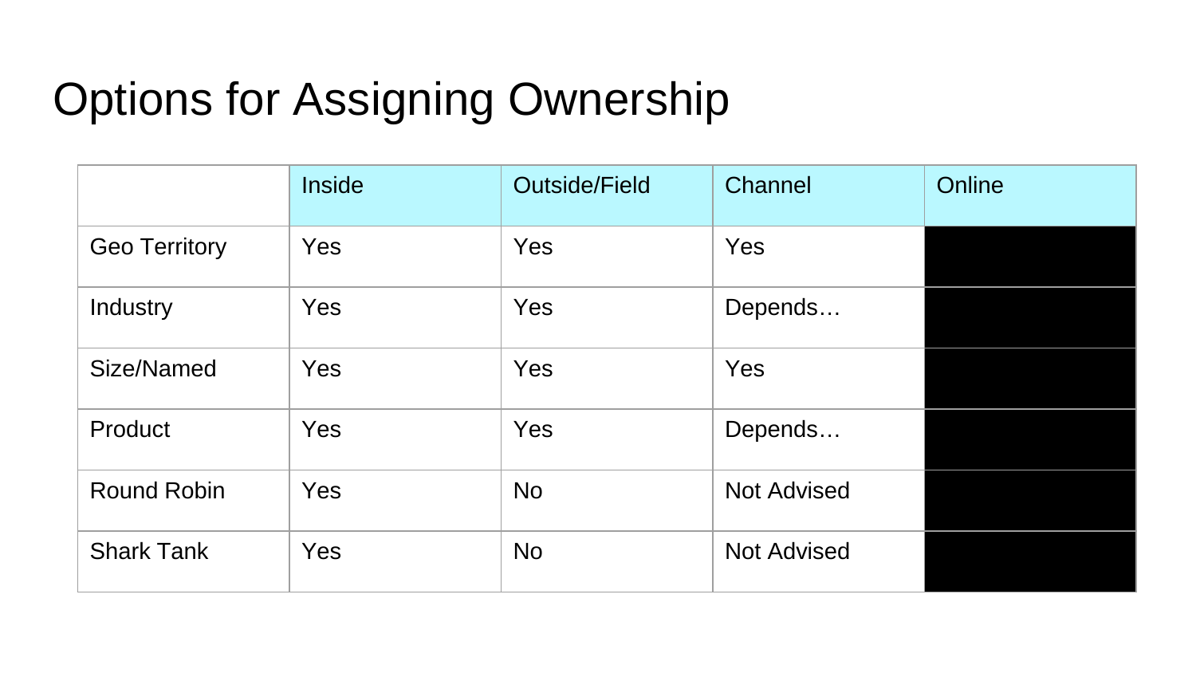# Options for Assigning Ownership

| | Inside | Outside/Field | Channel | Online |
|---|---|---|---|---|
| Geo Territory | Yes | Yes | Yes | |
| Industry | Yes | Yes | Depends… | |
| Size/Named | Yes | Yes | Yes | |
| Product | Yes | Yes | Depends… | |
| Round Robin | Yes | No | Not Advised | |
| Shark Tank | Yes | No | Not Advised | |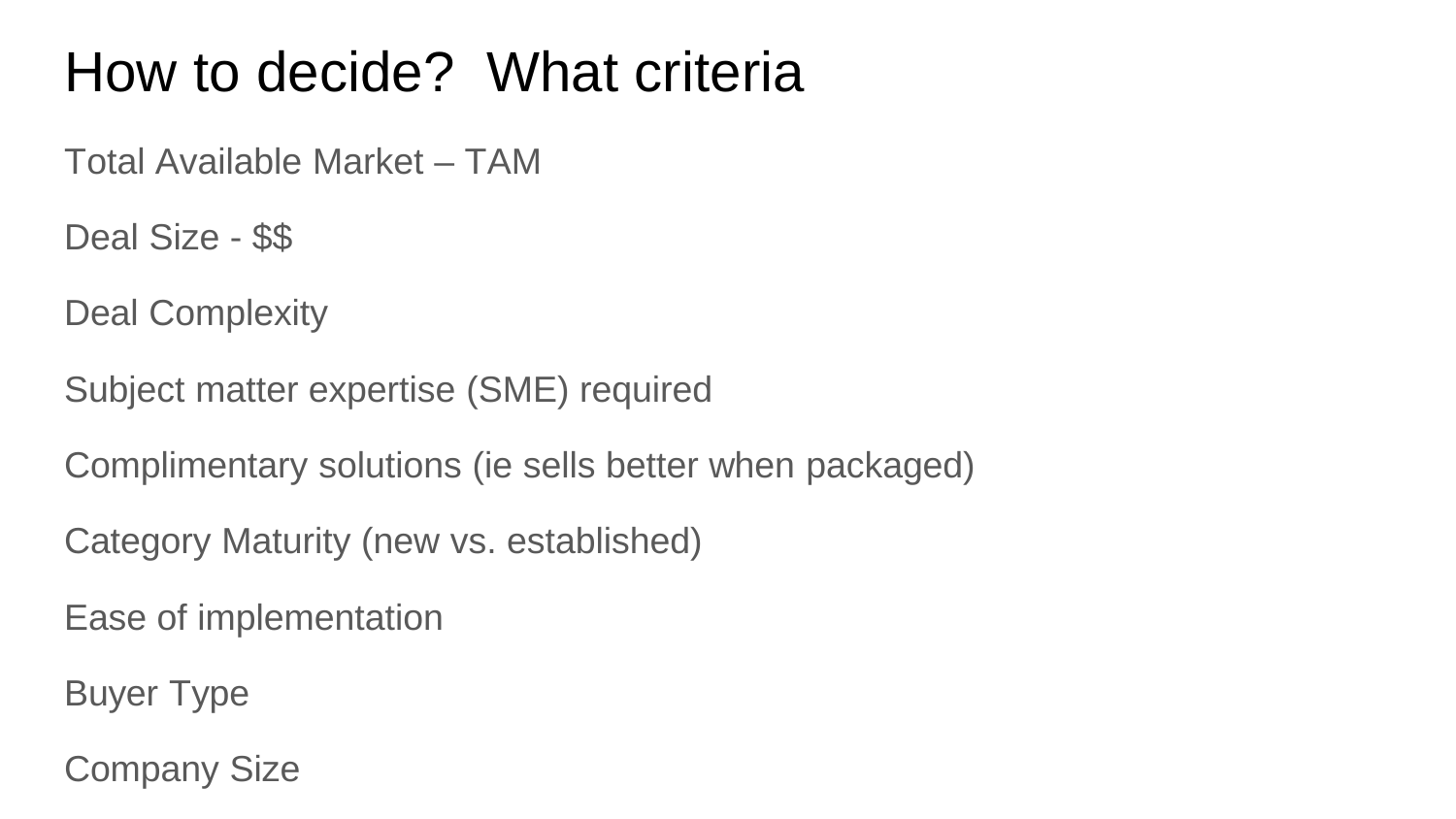# How to decide?  What criteria

Total Available Market – TAM

Deal Size - $$

Deal Complexity

Subject matter expertise (SME) required

Complimentary solutions (ie sells better when packaged)

Category Maturity (new vs. established)

Ease of implementation

Buyer Type

Company Size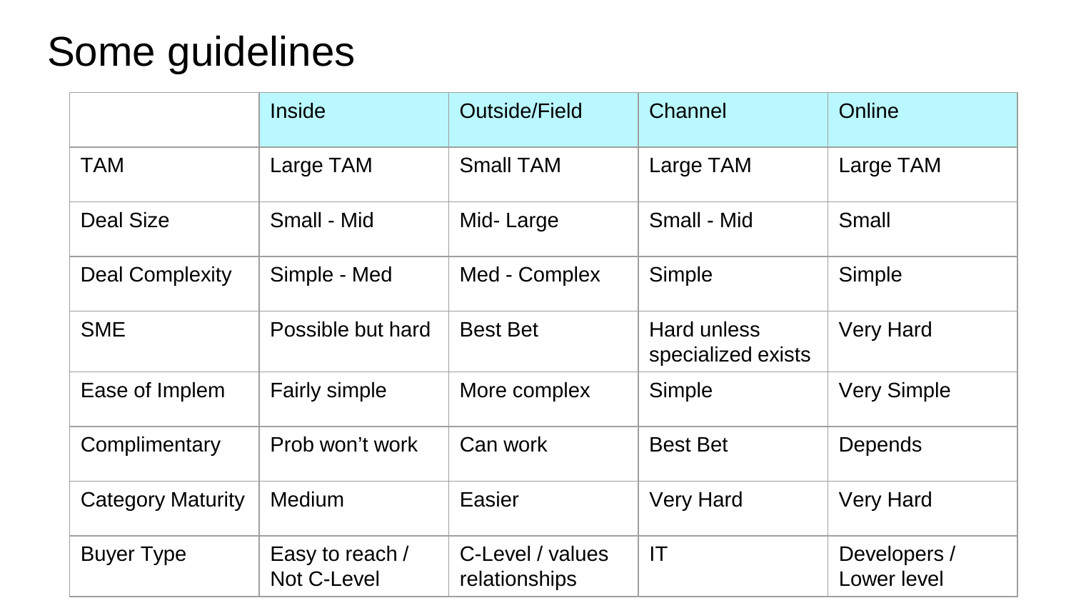# Some guidelines

| | Inside | Outside/Field | Channel | Online |
|---|---|---|---|---|
| TAM | Large TAM | Small TAM | Large TAM | Large TAM |
| Deal Size | Small - Mid | Mid- Large | Small - Mid | Small |
| Deal Complexity | Simple - Med | Med - Complex | Simple | Simple |
| SME | Possible but hard | Best Bet | Hard unless specialized exists | Very Hard |
| Ease of Implem | Fairly simple | More complex | Simple | Very Simple |
| Complimentary | Prob won't work | Can work | Best Bet | Depends |
| Category Maturity | Medium | Easier | Very Hard | Very Hard |
| Buyer Type | Easy to reach / Not C-Level | C-Level / values relationships | IT | Developers / Lower level |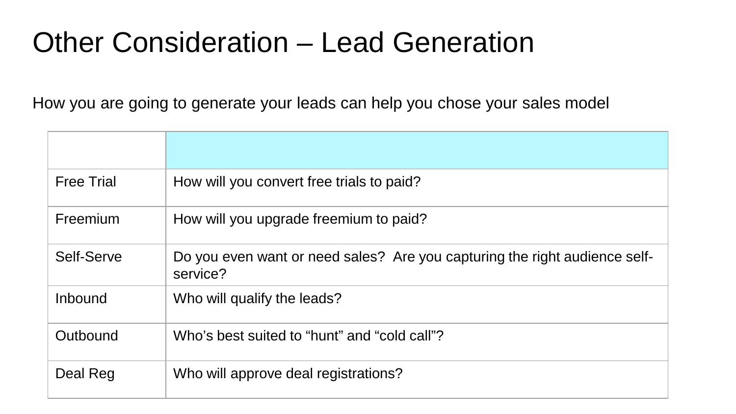# Other Consideration – Lead Generation

How you are going to generate your leads can help you chose your sales model

| | |
|---|---|
| Free Trial | How will you convert free trials to paid? |
| Freemium | How will you upgrade freemium to paid? |
| Self-Serve | Do you even want or need sales?  Are you capturing the right audience self-service? |
| Inbound | Who will qualify the leads? |
| Outbound | Who's best suited to "hunt" and "cold call"? |
| Deal Reg | Who will approve deal registrations? |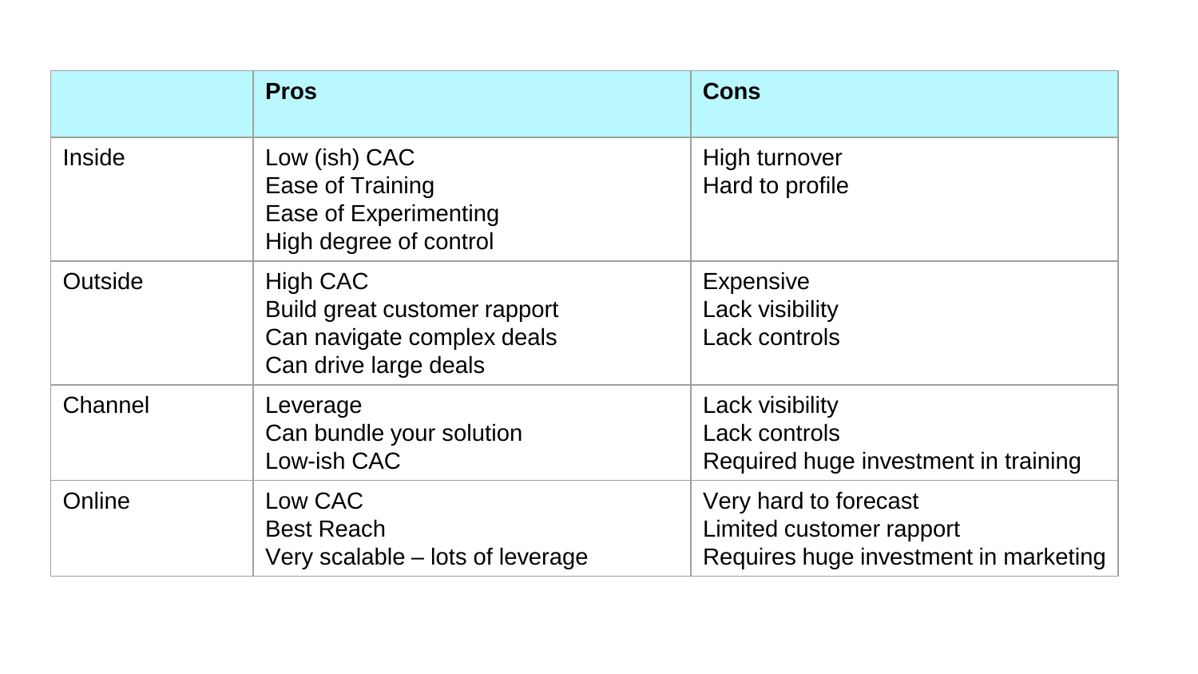| | Pros | Cons |
|---|---|---|
| Inside | Low (ish) CAC<br>Ease of Training<br>Ease of Experimenting<br>High degree of control | High turnover<br>Hard to profile |
| Outside | High CAC<br>Build great customer rapport<br>Can navigate complex deals<br>Can drive large deals | Expensive<br>Lack visibility<br>Lack controls |
| Channel | Leverage<br>Can bundle your solution<br>Low-ish CAC | Lack visibility<br>Lack controls<br>Required huge investment in training |
| Online | Low CAC<br>Best Reach<br>Very scalable – lots of leverage | Very hard to forecast<br>Limited customer rapport<br>Requires huge investment in marketing |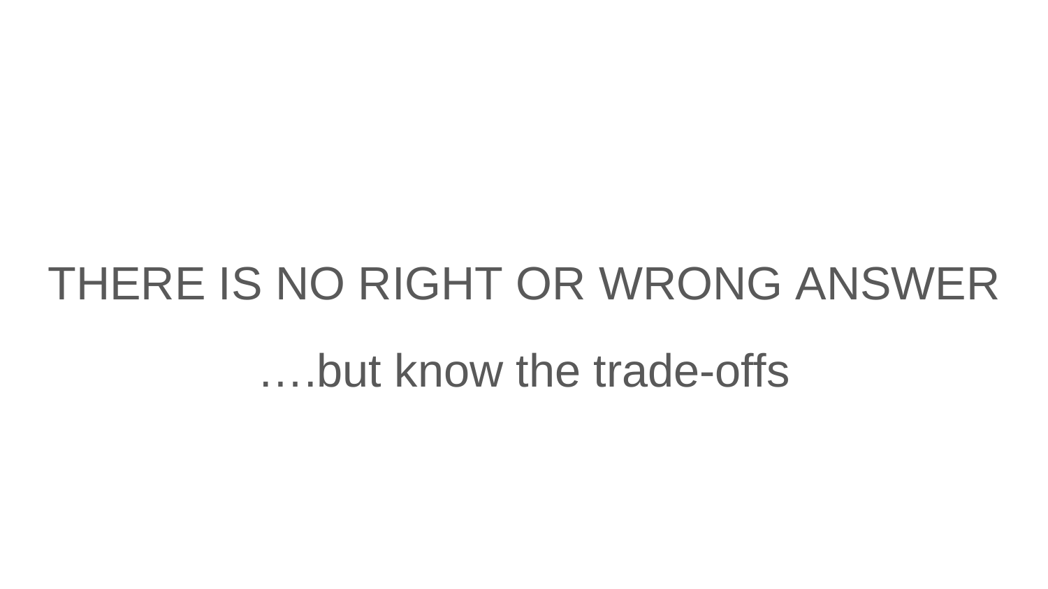# THERE IS NO RIGHT OR WRONG ANSWER

….but know the trade-offs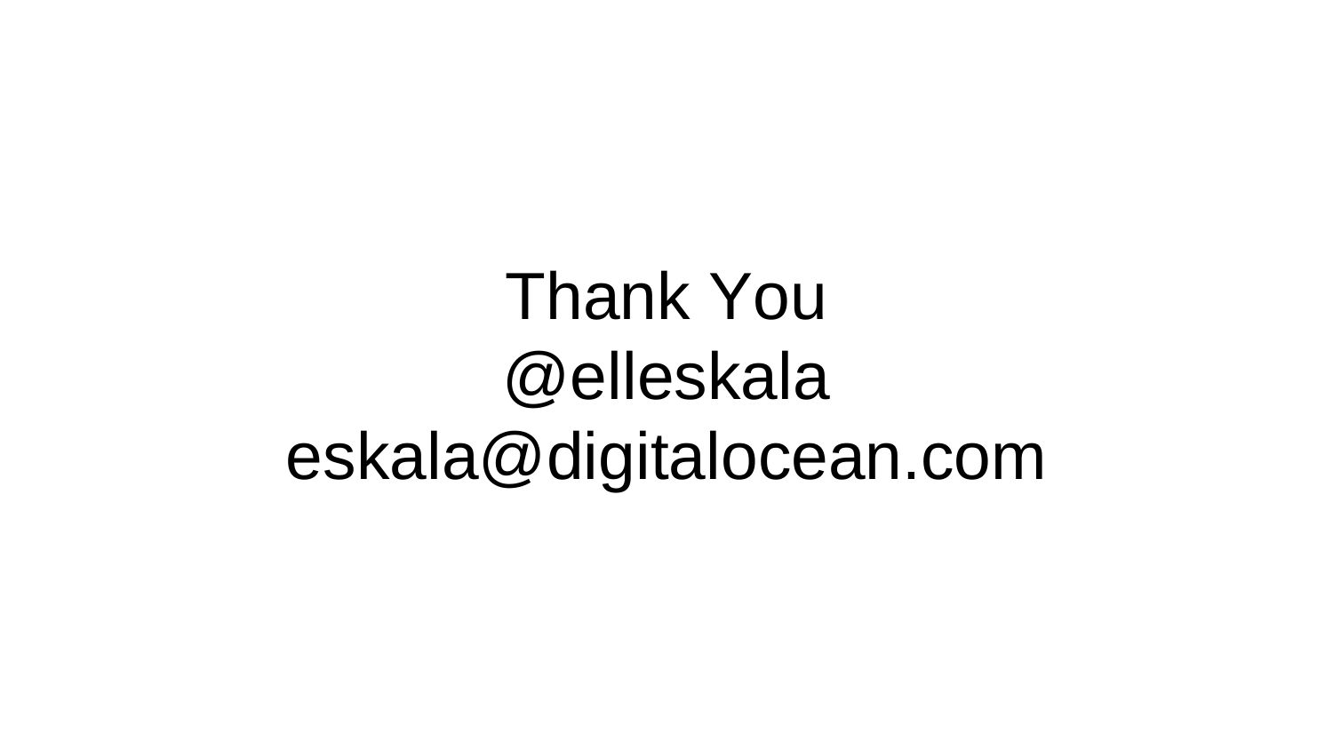Thank You

@elleskala

eskala@digitalocean.com